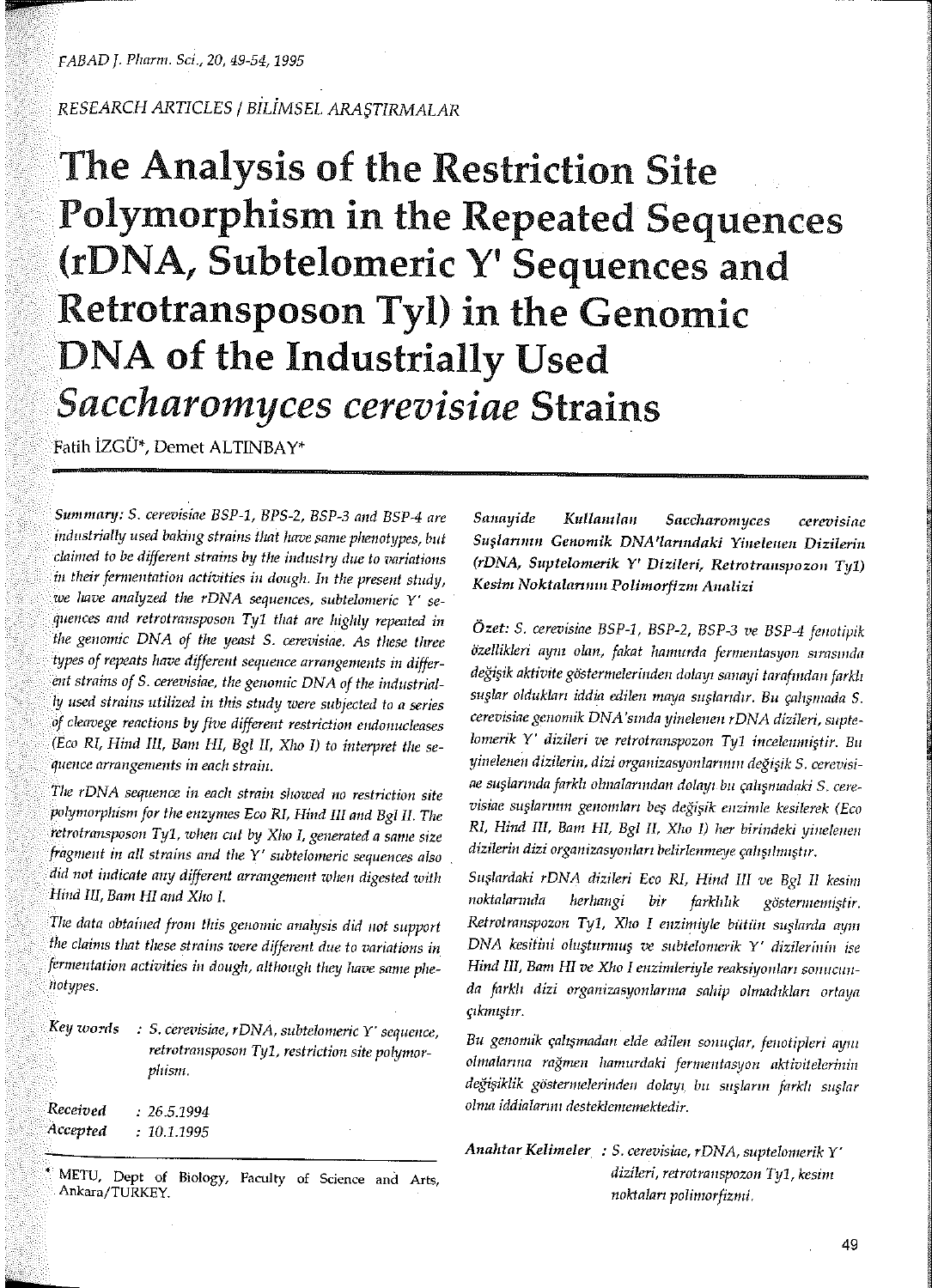RESEARCH ARTICLES / BİLİMSEL ARAŞTIRMALAR

# The Analysis of the Restriction Site Polymorphism in the Repeated Sequences (rDNA, Subtelomeric Y' Sequences and Retrotransposon Tyl) in the Genomic DNA of the Industrially Used *Saccharomyces cerevisiae* Strains

Fatih İZGÜ*, Demet ALTINBAY*

*Summary: S. cerevisiae BSP-1, BPS-2, BSP-3 and BSP-4 are industrially used baking strains that have same phenotypes, but claimed to be different strains by the industry due to variations in their fermentation activities in dough. In the present study, we have analyzed the rDNA sequences, subtelomeric Y' sequences and retrotransposon Ty1 that are highly repeated in the genomic DNA of the yeast S. cerevisiae. As these three types of repeats have different sequence arrangements in different strains of S. cerevisiae, the genomic DNA of the industrially used strains utilized in this study were subjected to a series of cleavege reactions by five different restriction endonucleases (Eco RI, Hind III, Bam HI, Bgl II, Xho I) to interpret the sequence arrangements in each strain.*

*The rDNA sequence in each strain showed no restriction site polymorphism for the enzymes Eco RI, Hind III and Bgl II. The retrotransposon Ty1, when cut by Xho I, generated a same size fragment in all strains and the Y' subtelomeric sequences also did not indicate any different arrangement when digested with Hind III, Bam HI and Xho I.*

*The data obtained from this genomic analysis did not support the claims that these strains were different due to variations in fermentation activities in dough, although they have same phenotypes.*

*Key words* : *S. cerevisiae, rDNA, subtelomeric Y' sequence, retrotransposon Ty1, restriction site polymorphism.*

*Received* : 26.5.1994
*Accepted* : 10.1.1995

\* METU, Dept of Biology, Faculty of Science and Arts, Ankara/TURKEY.

***Sanayide Kullanılan Saccharomyces cerevisiae Suşlarının Genomik DNA'larındaki Yinelenen Dizilerin (rDNA, Suptelomerik Y' Dizileri, Retrotranspozon Ty1) Kesim Noktalarının Polimorfizm Analizi***

*Özet: S. cerevisiae BSP-1, BSP-2, BSP-3 ve BSP-4 fenotipik özellikleri aynı olan, fakat hamurda fermentasyon sırasında değişik aktivite göstermelerinden dolayı sanayi tarafından farklı suşlar oldukları iddia edilen maya suşlarıdır. Bu çalışmada S. cerevisiae genomik DNA'sında yinelenen rDNA dizileri, suptelomerik Y' dizileri ve retrotranspozon Ty1 incelenmiştir. Bu yinelenen dizilerin, dizi organizasyonlarının değişik S. cerevisiae suşlarında farklı olmalarından dolayı bu çalışmadaki S. cerevisiae suşlarının genomları beş değişik enzimle kesilerek (Eco RI, Hind III, Bam HI, Bgl II, Xho I) her birindeki yinelenen dizilerin dizi organizasyonları belirlenmeye çalışılmıştır.*

*Suşlardaki rDNA dizileri Eco RI, Hind III ve Bgl II kesim noktalarında herhangi bir farklılık göstermemiştir. Retrotranspozon Ty1, Xho I enzimiyle bütün suşlarda aynı DNA kesitini oluşturmuş ve subtelomerik Y' dizilerinin ise Hind III, Bam HI ve Xho I enzimleriyle reaksiyonları sonucunda farklı dizi organizasyonlarına sahip olmadıkları ortaya çıkmıştır.*

*Bu genomik çalışmadan elde edilen sonuçlar, fenotipleri aynı olmalarına rağmen hamurdaki fermentasyon aktivitelerinin değişiklik göstermelerinden dolayı bu suşların farklı suşlar olma iddialarını desteklememektedir.*

*Anahtar Kelimeler* : *S. cerevisiae, rDNA, suptelomerik Y' dizileri, retrotranspozon Ty1, kesim noktaları polimorfizmi.*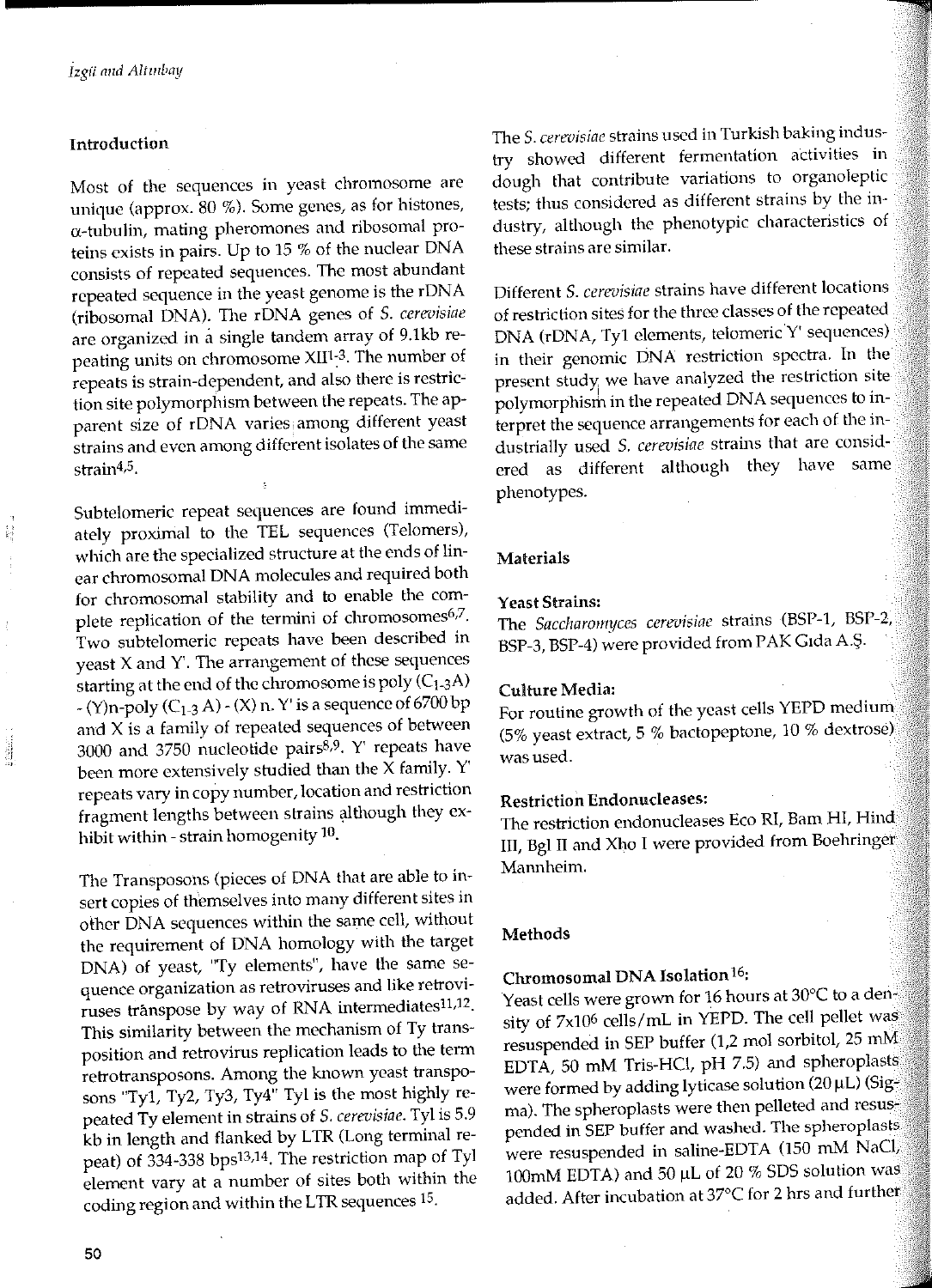## Introduction

Most of the sequences in yeast chromosome are unique (approx. 80 %). Some genes, as for histones, α-tubulin, mating pheromones and ribosomal proteins exists in pairs. Up to 15 % of the nuclear DNA consists of repeated sequences. The most abundant repeated sequence in the yeast genome is the rDNA (ribosomal DNA). The rDNA genes of *S. cerevisiae* are organized in a single tandem array of 9.1kb repeating units on chromosome XII[1-3]. The number of repeats is strain-dependent, and also there is restriction site polymorphism between the repeats. The apparent size of rDNA varies among different yeast strains and even among different isolates of the same strain[4,5].

Subtelomeric repeat sequences are found immediately proximal to the TEL sequences (Telomers), which are the specialized structure at the ends of linear chromosomal DNA molecules and required both for chromosomal stability and to enable the complete replication of the termini of chromosomes[6,7]. Two subtelomeric repeats have been described in yeast X and Y'. The arrangement of these sequences starting at the end of the chromosome is poly ($C_{1-3}$A) - (Y)n-poly ($C_{1-3}$ A) - (X) n. Y' is a sequence of 6700 bp and X is a family of repeated sequences of between 3000 and 3750 nucleotide pairs[8,9]. Y' repeats have been more extensively studied than the X family. Y' repeats vary in copy number, location and restriction fragment lengths between strains although they exhibit within - strain homogenity [10].

The Transposons (pieces of DNA that are able to insert copies of themselves into many different sites in other DNA sequences within the same cell, without the requirement of DNA homology with the target DNA) of yeast, "Ty elements", have the same sequence organization as retroviruses and like retroviruses transpose by way of RNA intermediates[11,12]. This similarity between the mechanism of Ty transposition and retrovirus replication leads to the term retrotransposons. Among the known yeast transposons "Ty1, Ty2, Ty3, Ty4" Ty1 is the most highly repeated Ty element in strains of *S. cerevisiae*. Ty1 is 5.9 kb in length and flanked by LTR (Long terminal repeat) of 334-338 bps[13,14]. The restriction map of Ty1 element vary at a number of sites both within the coding region and within the LTR sequences [15].

The *S. cerevisiae* strains used in Turkish baking industry showed different fermentation activities in dough that contribute variations to organoleptic tests; thus considered as different strains by the industry, although the phenotypic characteristics of these strains are similar.

Different *S. cerevisiae* strains have different locations of restriction sites for the three classes of the repeated DNA (rDNA, Ty1 elements, telomeric Y' sequences) in their genomic DNA restriction spectra. In the present study we have analyzed the restriction site polymorphism in the repeated DNA sequences to interpret the sequence arrangements for each of the industrially used *S. cerevisiae* strains that are considered as different although they have same phenotypes.

## Materials

### Yeast Strains:

The *Saccharomyces cerevisiae* strains (BSP-1, BSP-2, BSP-3, BSP-4) were provided from PAK Gıda A.Ş.

### Culture Media:

For routine growth of the yeast cells YEPD medium (5% yeast extract, 5 % bactopeptone, 10 % dextrose) was used.

### Restriction Endonucleases:

The restriction endonucleases Eco RI, Bam HI, Hind III, Bgl II and Xho I were provided from Boehringer Mannheim.

## Methods

### Chromosomal DNA Isolation [16]:

Yeast cells were grown for 16 hours at 30°C to a density of $7x10^6$ cells/mL in YEPD. The cell pellet was resuspended in SEP buffer (1,2 mol sorbitol, 25 mM EDTA, 50 mM Tris-HCl, pH 7.5) and spheroplasts were formed by adding lyticase solution (20 µL) (Sigma). The spheroplasts were then pelleted and resuspended in SEP buffer and washed. The spheroplasts were resuspended in saline-EDTA (150 mM NaCl, 100mM EDTA) and 50 µL of 20 % SDS solution was added. After incubation at 37°C for 2 hrs and further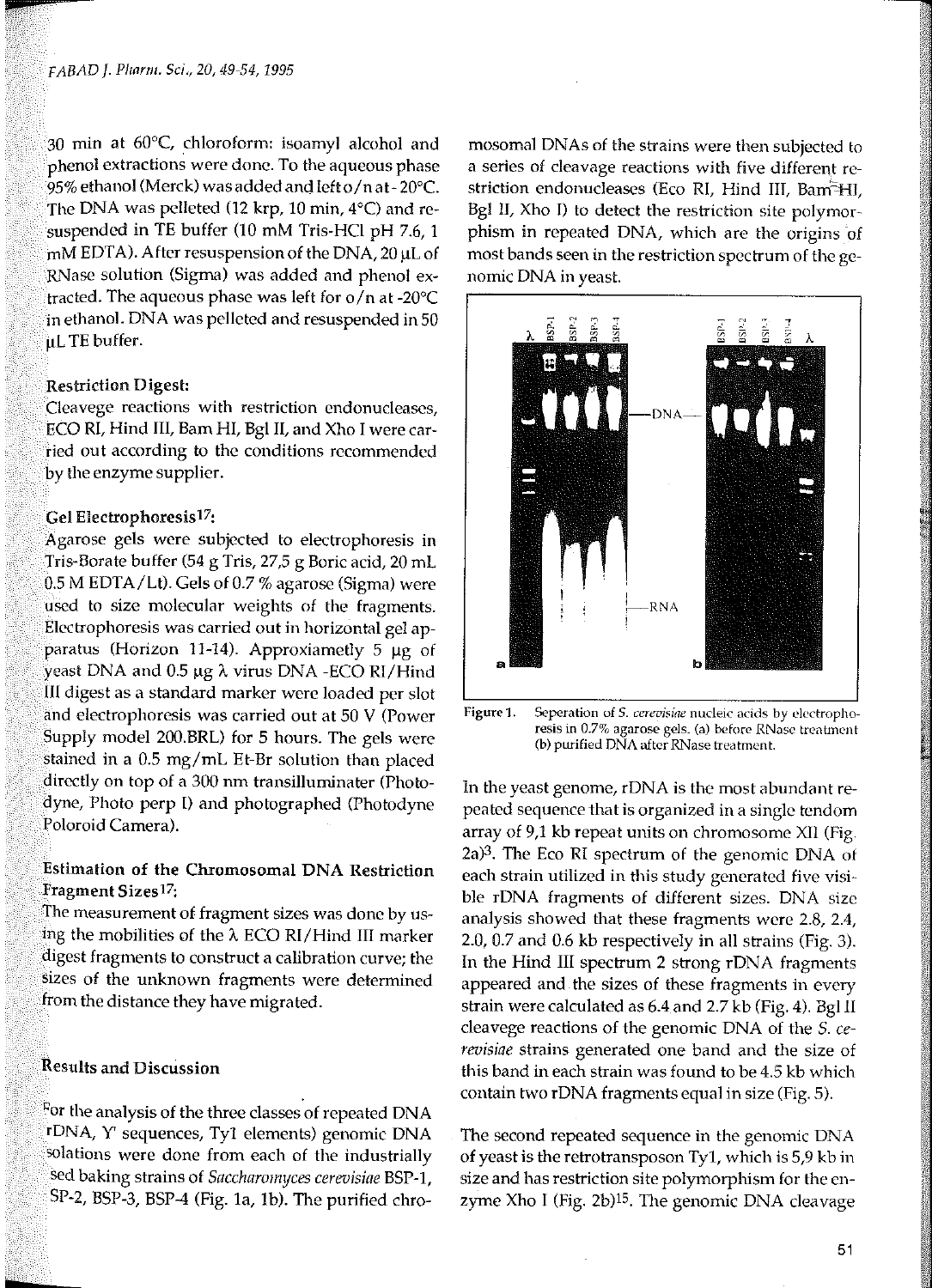30 min at 60°C, chloroform: isoamyl alcohol and phenol extractions were done. To the aqueous phase 95% ethanol (Merck) was added and left o/n at -20°C. The DNA was pelleted (12 krp, 10 min, 4°C) and resuspended in TE buffer (10 mM Tris-HCl pH 7.6, 1 mM EDTA). After resuspension of the DNA, 20 μL of RNase solution (Sigma) was added and phenol extracted. The aqueous phase was left for o/n at -20°C in ethanol. DNA was pelleted and resuspended in 50 μL TE buffer.

### Restriction Digest:

Cleavege reactions with restriction endonucleases, ECO RI, Hind III, Bam HI, Bgl II, and Xho I were carried out according to the conditions recommended by the enzyme supplier.

### Gel Electrophoresis[17]:

Agarose gels were subjected to electrophoresis in Tris-Borate buffer (54 g Tris, 27,5 g Boric acid, 20 mL 0.5 M EDTA/Lt). Gels of 0.7 % agarose (Sigma) were used to size molecular weights of the fragments. Electrophoresis was carried out in horizontal gel apparatus (Horizon 11-14). Approxiametly 5 μg of yeast DNA and 0.5 μg λ virus DNA -ECO RI/Hind III digest as a standard marker were loaded per slot and electrophoresis was carried out at 50 V (Power Supply model 200.BRL) for 5 hours. The gels were stained in a 0.5 mg/mL Et-Br solution than placed directly on top of a 300 nm transilluminater (Photodyne, Photo perp I) and photographed (Photodyne Poloroid Camera).

### Estimation of the Chromosomal DNA Restriction Fragment Sizes[17]:

The measurement of fragment sizes was done by using the mobilities of the λ ECO RI/Hind III marker digest fragments to construct a calibration curve; the sizes of the unknown fragments were determined from the distance they have migrated.

## Results and Discussion

For the analysis of the three classes of repeated DNA (rDNA, Y' sequences, Ty1 elements) genomic DNA isolations were done from each of the industrially used baking strains of *Saccharomyces cerevisiae* BSP-1, BSP-2, BSP-3, BSP-4 (Fig. 1a, 1b). The purified chromosomal DNAs of the strains were then subjected to a series of cleavage reactions with five different restriction endonucleases (Eco RI, Hind III, Bam HI, Bgl II, Xho I) to detect the restriction site polymorphism in repeated DNA, which are the origins of most bands seen in the restriction spectrum of the genomic DNA in yeast.

λ
BSP-1
BSP-2
BSP-3
BSP-4
DNA
RNA
a
b

Figure 1. Seperation of *S. cerevisiae* nucleic acids by electrophoresis in 0.7% agarose gels. (a) before RNase treatment (b) purified DNA after RNase treatment.

In the yeast genome, rDNA is the most abundant repeated sequence that is organized in a single tendom array of 9,1 kb repeat units on chromosome XII (Fig. 2a)[3]. The Eco RI spectrum of the genomic DNA of each strain utilized in this study generated five visible rDNA fragments of different sizes. DNA size analysis showed that these fragments were 2.8, 2.4, 2.0, 0.7 and 0.6 kb respectively in all strains (Fig. 3). In the Hind III spectrum 2 strong rDNA fragments appeared and the sizes of these fragments in every strain were calculated as 6.4 and 2.7 kb (Fig. 4). Bgl II cleavege reactions of the genomic DNA of the *S. cerevisiae* strains generated one band and the size of this band in each strain was found to be 4.5 kb which contain two rDNA fragments equal in size (Fig. 5).

The second repeated sequence in the genomic DNA of yeast is the retrotransposon Ty1, which is 5,9 kb in size and has restriction site polymorphism for the enzyme Xho I (Fig. 2b)[15]. The genomic DNA cleavage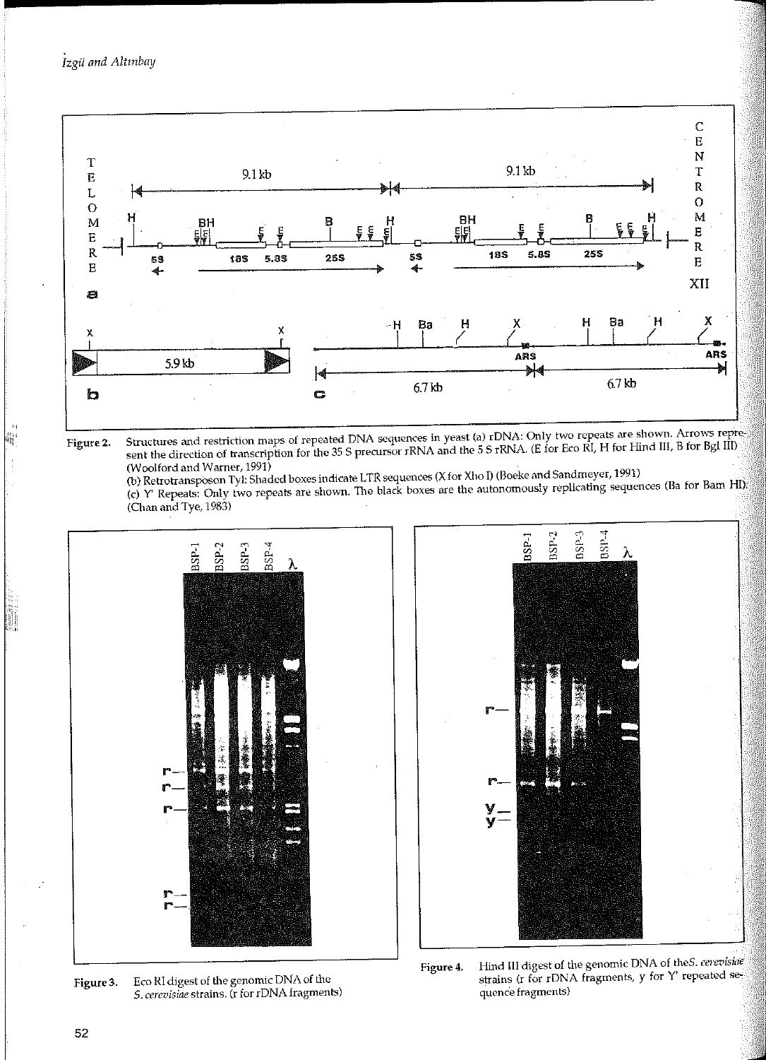TELOMERE

CENTROMERE XII

a

9.1 kb

9.1 kb

H BH E E B E E E H BH E E B E E E H

5S 18S 5.8S 25S 5S 18S 5.8S 25S

b

X X

5.9 kb

c

H Ba H X H Ba H X

ARS ARS

6.7 kb 6.7 kb

Figure 2. Structures and restriction maps of repeated DNA sequences in yeast (a) rDNA: Only two repeats are shown. Arrows represent the direction of transcription for the 35 S precursor rRNA and the 5 S rRNA. (E for Eco RI, H for Hind III, B for Bgl III) (Woolford and Warner, 1991)
(b) Retrotransposon Tyl: Shaded boxes indicate LTR sequences (X for Xho I) (Boeke and Sandmeyer, 1991)
(c) Y' Repeats: Only two repeats are shown. The black boxes are the autonomously replicating sequences (Ba for Bam HI) (Chan and Tye, 1983)

BSP-1 BSP-2 BSP-3 BSP-4 λ

r r r r r

Figure 3. Eco RI digest of the genomic DNA of the *S. cerevisiae* strains. (r for rDNA fragments)

BSP-1 BSP-2 BSP-3 BSP-4 λ

r r y y

Figure 4. Hind III digest of the genomic DNA of the *S. cerevisiae* strains (r for rDNA fragments, y for Y' repeated sequence fragments)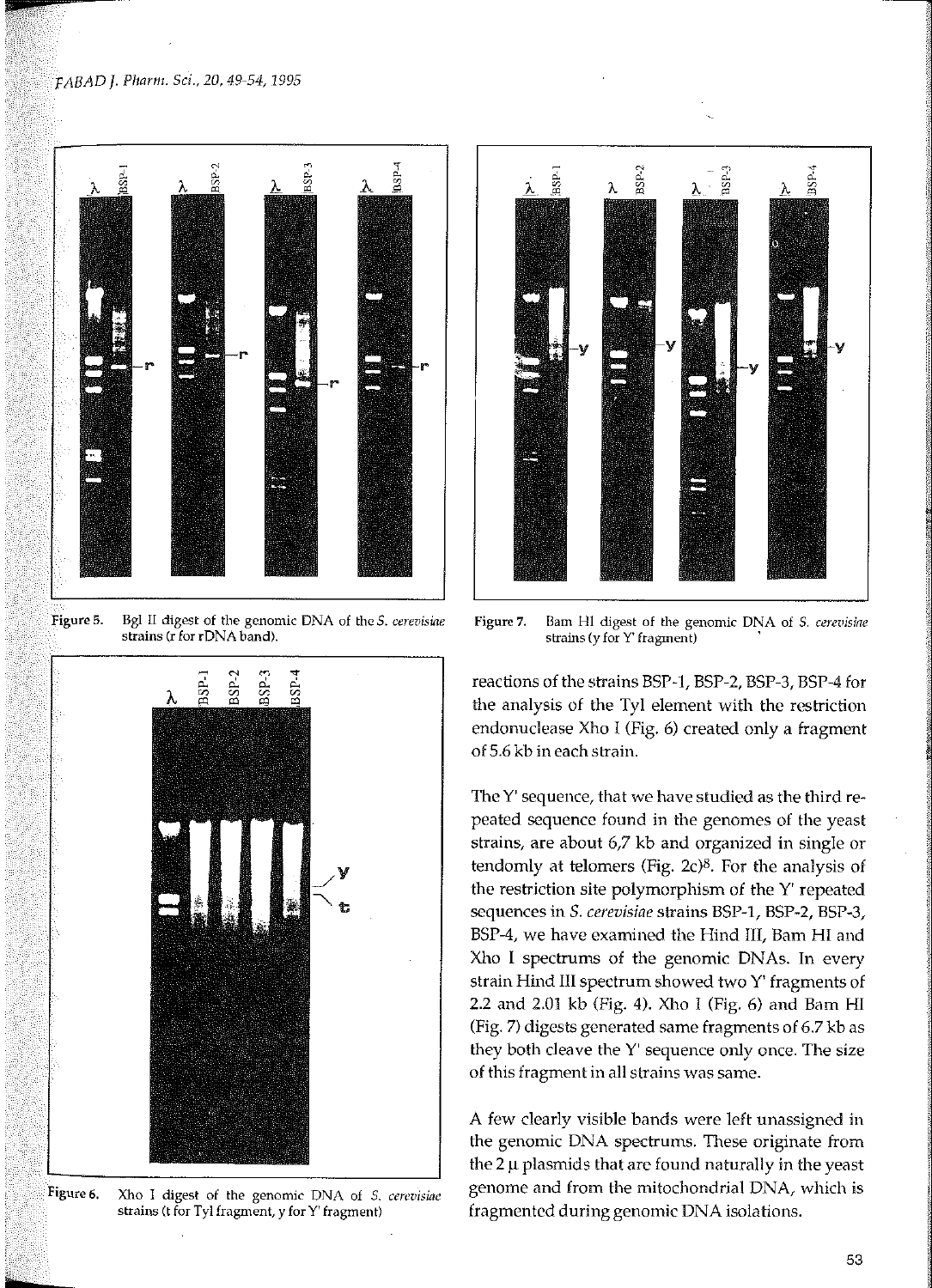Figure 5. Bgl II digest of the genomic DNA of the *S. cerevisiae* strains (r for rDNA band).

Figure 6. Xho I digest of the genomic DNA of *S. cerevisiae* strains (t for Tyl fragment, y for Y' fragment)

Figure 7. Bam HI digest of the genomic DNA of *S. cerevisiae* strains (y for Y' fragment)

reactions of the strains BSP-1, BSP-2, BSP-3, BSP-4 for the analysis of the Tyl element with the restriction endonuclease Xho I (Fig. 6) created only a fragment of 5.6 kb in each strain.

The Y' sequence, that we have studied as the third repeated sequence found in the genomes of the yeast strains, are about 6,7 kb and organized in single or tendomly at telomers (Fig. 2c)[8]. For the analysis of the restriction site polymorphism of the Y' repeated sequences in *S. cerevisiae* strains BSP-1, BSP-2, BSP-3, BSP-4, we have examined the Hind III, Bam HI and Xho I spectrums of the genomic DNAs. In every strain Hind III spectrum showed two Y' fragments of 2.2 and 2.01 kb (Fig. 4). Xho I (Fig. 6) and Bam HI (Fig. 7) digests generated same fragments of 6.7 kb as they both cleave the Y' sequence only once. The size of this fragment in all strains was same.

A few clearly visible bands were left unassigned in the genomic DNA spectrums. These originate from the 2 μ plasmids that are found naturally in the yeast genome and from the mitochondrial DNA, which is fragmented during genomic DNA isolations.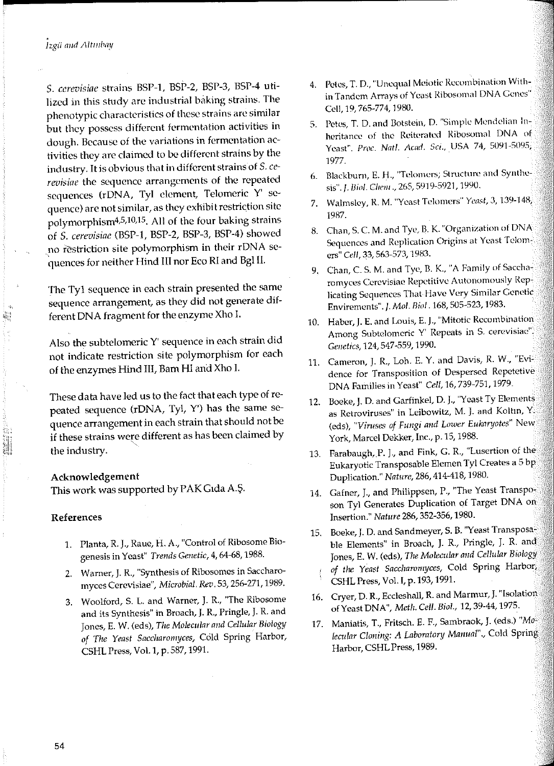*S. cerevisiae* strains BSP-1, BSP-2, BSP-3, BSP-4 utilized in this study are industrial baking strains. The phenotypic characteristics of these strains are similar but they possess different fermentation activities in dough. Because of the variations in fermentation activities they are claimed to be different strains by the industry. It is obvious that in different strains of *S. cerevisiae* the sequence arrangements of the repeated sequences (rDNA, Tyl element, Telomeric Y' sequence) are not similar, as they exhibit restriction site polymorphism[4,5,10,15]. All of the four baking strains of *S. cerevisiae* (BSP-1, BSP-2, BSP-3, BSP-4) showed no restriction site polymorphism in their rDNA sequences for neither Hind III nor Eco RI and Bgl II.

The Tyl sequence in each strain presented the same sequence arrangement, as they did not generate different DNA fragment for the enzyme Xho I.

Also the subtelomeric Y' sequence in each strain did not indicate restriction site polymorphism for each of the enzymes Hind III, Bam HI and Xho I.

These data have led us to the fact that each type of repeated sequence (rDNA, Tyl, Y') has the same sequence arrangement in each strain that should not be if these strains were different as has been claimed by the industry.

### Acknowledgement

This work was supported by PAK Gıda A.Ş.

### References

1. Planta, R. J., Raue, H. A., "Control of Ribosome Biogenesis in Yeast" *Trends Genetic*, 4, 64-68, 1988.
2. Warner, J. R., "Synthesis of Ribosomes in Saccharomyces Cerevisiae", *Microbial. Rev*. 53, 256-271, 1989.
3. Woolford, S. L. and Warner, J. R., "The Ribosome and its Synthesis" in Broach, J. R., Pringle, J. R. and Jones, E. W. (eds), *The Molecular and Cellular Biology of The Yeast Saccharomyces*, Cold Spring Harbor, CSHL Press, Vol. 1, p. 587, 1991.
4. Petes, T. D., "Unequal Meiotic Recombination Within Tandem Arrays of Yeast Ribosomal DNA Genes" Cell, 19, 765-774, 1980.
5. Petes, T. D. and Botstein, D. "Simple Mendelian Inheritance of the Reiterated Ribosomal DNA of Yeast". *Proc. Natl. Acad. Sci.*, USA 74, 5091-5095, 1977.
6. Blackburn, E. H., "Telomers; Structure and Synthesis". *J. Biol. Chem.*, 265, 5919-5921, 1990.
7. Walmsley, R. M. "Yeast Telomers" *Yeast*, 3, 139-148, 1987.
8. Chan, S. C. M. and Tye, B. K. "Organization of DNA Sequences and Replication Origins at Yeast Telomers" *Cell*, 33, 563-573, 1983.
9. Chan, C. S. M. and Tye, B. K., "A Family of Saccharomyces Cerevisiae Repetitive Autonomously Replicating Sequences That Have Very Similar Genetic Enviremonts". *J. Mol. Biol*. 168, 505-523, 1983.
10. Haber, J. E. and Louis, E. J., "Mitotic Recombination Among Subtelomeric Y' Repeats in S. cerevisiae". *Genetics*, 124, 547-559, 1990.
11. Cameron, J. R., Loh. E. Y. and Davis, R. W., "Evidence for Transposition of Despersed Repetetive DNA Families in Yeast" *Cell*, 16, 739-751, 1979.
12. Boeke, J. D. and Garfinkel, D. J., "Yeast Ty Elements as Retroviruses" in Leibowitz, M. J. and Koltin, Y. (eds), *"Viruses of Fungi and Lower Eukaryotes"* New York, Marcel Dekker, Inc., p. 15, 1988.
13. Farabaugh, P. J., and Fink, G. R., "Lusertion of the Eukaryotic Transposable Elemen Tyl Creates a 5 bp Duplication." *Nature*, 286, 414-418, 1980.
14. Gafner, J., and Philippsen, P., "The Yeast Transposon Tyl Generates Duplication of Target DNA on Insertion." *Nature* 286, 352-356, 1980.
15. Boeke, J. D. and Sandmeyer, S. B. "Yeast Transposable Elements" in Broach, J. R., Pringle, J. R. and Jones, E. W. (eds), *The Molecular and Cellular Biology of the Yeast Saccharomyces*, Cold Spring Harbor, CSHL Press, Vol. I, p. 193, 1991.
16. Cryer, D. R., Eccleshall, R. and Marmur, J. "Isolation of Yeast DNA", *Meth. Cell. Biol.*, 12, 39-44, 1975.
17. Maniatis, T., Fritsch. E. F., Sambraok, J. (eds.) *"Molecular Cloning: A Laboratory Manual"*., Cold Spring Harbor, CSHL Press, 1989.